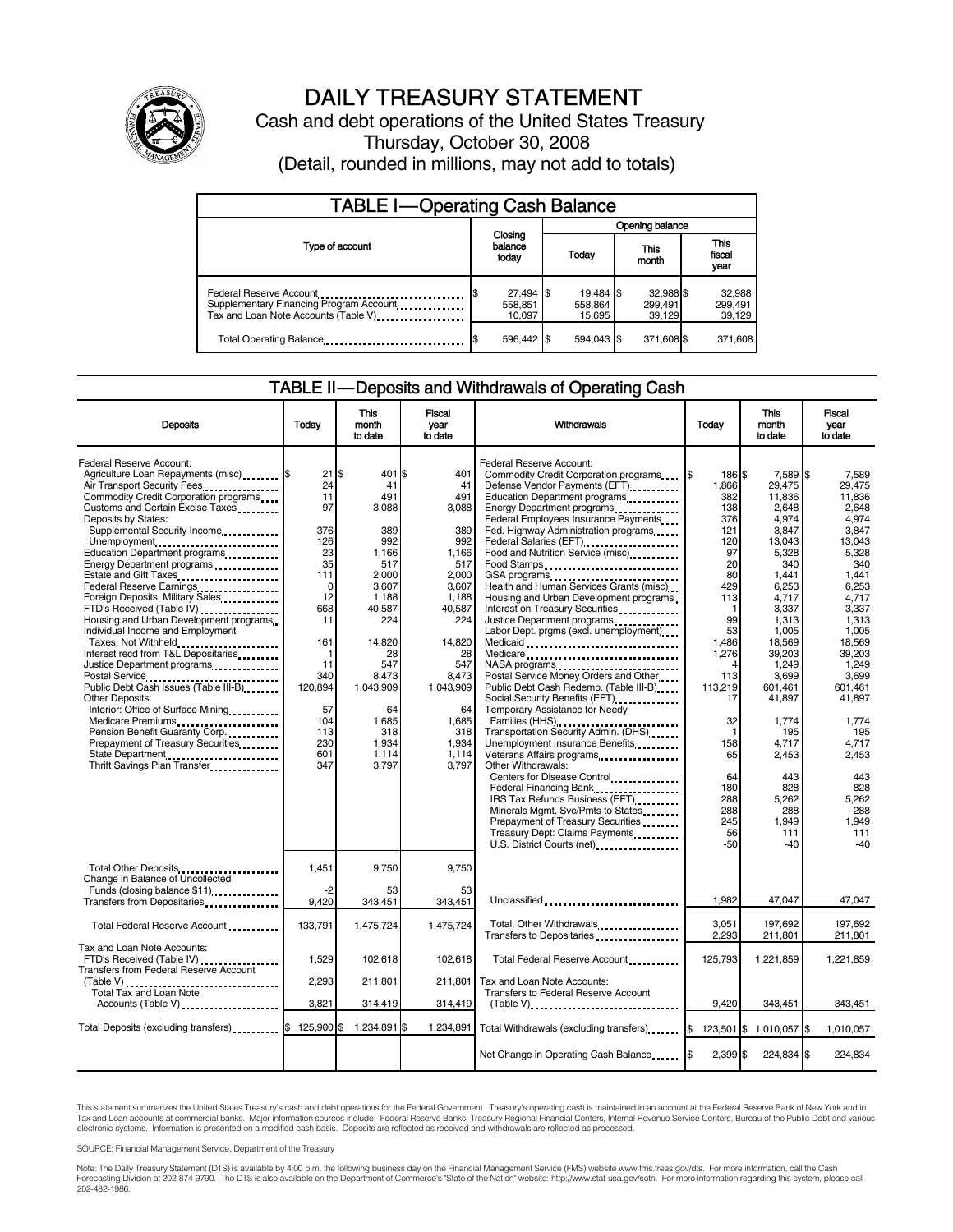# DAILY TREASURY STATEMENT

Cash and debt operations of the United States Treasury

Thursday, October 30, 2008

(Detail, rounded in millions, may not add to totals)

## TABLE I—Operating Cash Balance

| Type of account | Closing balance today | Opening balance Today | Opening balance This month | Opening balance This fiscal year |
|---|---|---|---|---|
| Federal Reserve Account | $ 27,494 | $ 19,484 | $ 32,988 | $ 32,988 |
| Supplementary Financing Program Account | 558,851 | 558,864 | 299,491 | 299,491 |
| Tax and Loan Note Accounts (Table V) | 10,097 | 15,695 | 39,129 | 39,129 |
| Total Operating Balance | $ 596,442 | $ 594,043 | $ 371,608 | $ 371,608 |

## TABLE II—Deposits and Withdrawals of Operating Cash

| Deposits | Today | This month to date | Fiscal year to date |
|---|---|---|---|
| Federal Reserve Account: | | | |
| Agriculture Loan Repayments (misc) | $ 21 | $ 401 | $ 401 |
| Air Transport Security Fees | 24 | 41 | 41 |
| Commodity Credit Corporation programs | 11 | 491 | 491 |
| Customs and Certain Excise Taxes | 97 | 3,088 | 3,088 |
| Deposits by States: | | | |
| Supplemental Security Income | 376 | 389 | 389 |
| Unemployment | 126 | 992 | 992 |
| Education Department programs | 23 | 1,166 | 1,166 |
| Energy Department programs | 35 | 517 | 517 |
| Estate and Gift Taxes | 111 | 2,000 | 2,000 |
| Federal Reserve Earnings | 0 | 3,607 | 3,607 |
| Foreign Deposits, Military Sales | 12 | 1,188 | 1,188 |
| FTD's Received (Table IV) | 668 | 40,587 | 40,587 |
| Housing and Urban Development programs | 11 | 224 | 224 |
| Individual Income and Employment Taxes, Not Withheld | 161 | 14,820 | 14,820 |
| Interest recd from T&L Depositaries | 1 | 28 | 28 |
| Justice Department programs | 11 | 547 | 547 |
| Postal Service | 340 | 8,473 | 8,473 |
| Public Debt Cash Issues (Table III-B) | 120,894 | 1,043,909 | 1,043,909 |
| Other Deposits: | | | |
| Interior: Office of Surface Mining | 57 | 64 | 64 |
| Medicare Premiums | 104 | 1,685 | 1,685 |
| Pension Benefit Guaranty Corp. | 113 | 318 | 318 |
| Prepayment of Treasury Securities | 230 | 1,934 | 1,934 |
| State Department | 601 | 1,114 | 1,114 |
| Thrift Savings Plan Transfer | 347 | 3,797 | 3,797 |
| Total Other Deposits | 1,451 | 9,750 | 9,750 |
| Change in Balance of Uncollected Funds (closing balance $11) | -2 | 53 | 53 |
| Transfers from Depositaries | 9,420 | 343,451 | 343,451 |
| Total Federal Reserve Account | 133,791 | 1,475,724 | 1,475,724 |
| Tax and Loan Note Accounts: | | | |
| FTD's Received (Table IV) | 1,529 | 102,618 | 102,618 |
| Transfers from Federal Reserve Account (Table V) | 2,293 | 211,801 | 211,801 |
| Total Tax and Loan Note Accounts (Table V) | 3,821 | 314,419 | 314,419 |
| Total Deposits (excluding transfers) | $ 125,900 | $ 1,234,891 | $ 1,234,891 |

| Withdrawals | Today | This month to date | Fiscal year to date |
|---|---|---|---|
| Federal Reserve Account: | | | |
| Commodity Credit Corporation programs | $ 186 | $ 7,589 | $ 7,589 |
| Defense Vendor Payments (EFT) | 1,866 | 29,475 | 29,475 |
| Education Department programs | 382 | 11,836 | 11,836 |
| Energy Department programs | 138 | 2,648 | 2,648 |
| Federal Employees Insurance Payments | 376 | 4,974 | 4,974 |
| Fed. Highway Administration programs | 121 | 3,847 | 3,847 |
| Federal Salaries (EFT) | 120 | 13,043 | 13,043 |
| Food and Nutrition Service (misc) | 97 | 5,328 | 5,328 |
| Food Stamps | 20 | 340 | 340 |
| GSA programs | 80 | 1,441 | 1,441 |
| Health and Human Services Grants (misc) | 429 | 6,253 | 6,253 |
| Housing and Urban Development programs | 113 | 4,717 | 4,717 |
| Interest on Treasury Securities | 1 | 3,337 | 3,337 |
| Justice Department programs | 99 | 1,313 | 1,313 |
| Labor Dept. prgms (excl. unemployment) | 53 | 1,005 | 1,005 |
| Medicaid | 1,486 | 18,569 | 18,569 |
| Medicare | 1,276 | 39,203 | 39,203 |
| NASA programs | 4 | 1,249 | 1,249 |
| Postal Service Money Orders and Other | 113 | 3,699 | 3,699 |
| Public Debt Cash Redemp. (Table III-B) | 113,219 | 601,461 | 601,461 |
| Social Security Benefits (EFT) | 17 | 41,897 | 41,897 |
| Temporary Assistance for Needy Families (HHS) | 32 | 1,774 | 1,774 |
| Transportation Security Admin. (DHS) | 1 | 195 | 195 |
| Unemployment Insurance Benefits | 158 | 4,717 | 4,717 |
| Veterans Affairs programs | 65 | 2,453 | 2,453 |
| Other Withdrawals: | | | |
| Centers for Disease Control | 64 | 443 | 443 |
| Federal Financing Bank | 180 | 828 | 828 |
| IRS Tax Refunds Business (EFT) | 288 | 5,262 | 5,262 |
| Minerals Mgmt. Svc/Pmts to States | 288 | 288 | 288 |
| Prepayment of Treasury Securities | 245 | 1,949 | 1,949 |
| Treasury Dept: Claims Payments | 56 | 111 | 111 |
| U.S. District Courts (net) | -50 | -40 | -40 |
| Unclassified | 1,982 | 47,047 | 47,047 |
| Total, Other Withdrawals | 3,051 | 197,692 | 197,692 |
| Transfers to Depositaries | 2,293 | 211,801 | 211,801 |
| Total Federal Reserve Account | 125,793 | 1,221,859 | 1,221,859 |
| Tax and Loan Note Accounts: | | | |
| Transfers to Federal Reserve Account (Table V) | 9,420 | 343,451 | 343,451 |
| Total Withdrawals (excluding transfers) | $ 123,501 | $ 1,010,057 | $ 1,010,057 |
| Net Change in Operating Cash Balance | $ 2,399 | $ 224,834 | $ 224,834 |

This statement summarizes the United States Treasury's cash and debt operations for the Federal Government. Treasury's operating cash is maintained in an account at the Federal Reserve Bank of New York and in Tax and Loan accounts at commercial banks. Major information sources include: Federal Reserve Banks, Treasury Regional Financial Centers, Internal Revenue Service Centers, Bureau of the Public Debt and various electronic systems. Information is presented on a modified cash basis. Deposits are reflected as received and withdrawals are reflected as processed.

SOURCE: Financial Management Service, Department of the Treasury

Note: The Daily Treasury Statement (DTS) is available by 4:00 p.m. the following business day on the Financial Management Service (FMS) website www.fms.treas.gov/dts. For more information, call the Cash Forecasting Division at 202-874-9790. The DTS is also available on the Department of Commerce's "State of the Nation" website: http://www.stat-usa.gov/sotn. For more information regarding this system, please call 202-482-1986.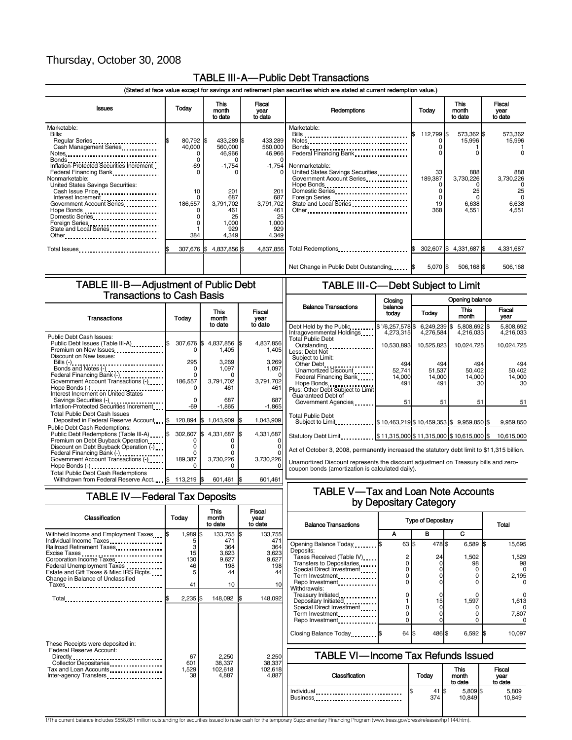Thursday, October 30, 2008

## TABLE III-A—Public Debt Transactions

(Stated at face value except for savings and retirement plan securities which are stated at current redemption value.)

| Issues | Today | This month to date | Fiscal year to date |
|---|---|---|---|
| Marketable: | | | |
| Bills: | | | |
| Regular Series | $ 80,792 | $ 433,289 | $ 433,289 |
| Cash Management Series | 40,000 | 560,000 | 560,000 |
| Notes | 0 | 46,966 | 46,966 |
| Bonds | 0 | 0 | 0 |
| Inflation-Protected Securities Increment | -69 | -1,754 | -1,754 |
| Federal Financing Bank | 0 | 0 | 0 |
| Nonmarketable: | | | |
| United States Savings Securities: | | | |
| Cash Issue Price | 10 | 201 | 201 |
| Interest Increment | 0 | 687 | 687 |
| Government Account Series | 186,557 | 3,791,702 | 3,791,702 |
| Hope Bonds | 0 | 461 | 461 |
| Domestic Series | 0 | 25 | 25 |
| Foreign Series | 0 | 1,000 | 1,000 |
| State and Local Series | 1 | 929 | 929 |
| Other | 384 | 4,349 | 4,349 |
| Total Issues | $ 307,676 | $ 4,837,856 | $ 4,837,856 |

| Redemptions | Today | This month to date | Fiscal year to date |
|---|---|---|---|
| Marketable: | | | |
| Bills | $ 112,799 | $ 573,362 | $ 573,362 |
| Notes | 0 | 15,996 | 15,996 |
| Bonds | 0 | 1 | 1 |
| Federal Financing Bank | 0 | 0 | 0 |
| Nonmarketable: | | | |
| United States Savings Securities | 33 | 888 | 888 |
| Government Account Series | 189,387 | 3,730,226 | 3,730,226 |
| Hope Bonds | 0 | 0 | 0 |
| Domestic Series | 0 | 25 | 25 |
| Foreign Series | 0 | 0 | 0 |
| State and Local Series | 19 | 6,638 | 6,638 |
| Other | 368 | 4,551 | 4,551 |
| Total Redemptions | $ 302,607 | $ 4,331,687 | $ 4,331,687 |
| Net Change in Public Debt Outstanding | $ 5,070 | $ 506,168 | $ 506,168 |

## TABLE III-B—Adjustment of Public Debt Transactions to Cash Basis

| Transactions | Today | This month to date | Fiscal year to date |
|---|---|---|---|
| Public Debt Cash Issues: | | | |
| Public Debt Issues (Table III-A) | $ 307,676 | $ 4,837,856 | $ 4,837,856 |
| Premium on New Issues | 0 | 1,405 | 1,405 |
| Discount on New Issues: | | | |
| Bills (-) | 295 | 3,269 | 3,269 |
| Bonds and Notes (-) | 0 | 1,097 | 1,097 |
| Federal Financing Bank (-) | 0 | 0 | 0 |
| Government Account Transactions (-) | 186,557 | 3,791,702 | 3,791,702 |
| Hope Bonds (-) | 0 | 461 | 461 |
| Interest Increment on United States Savings Securities (-) | 0 | 687 | 687 |
| Inflation-Protected Securities Increment | -69 | -1,865 | -1,865 |
| Total Public Debt Cash Issues Deposited in Federal Reserve Account | $ 120,894 | $ 1,043,909 | $ 1,043,909 |
| Public Debt Cash Redemptions: | | | |
| Public Debt Redemptions (Table III-A) | $ 302,607 | $ 4,331,687 | $ 4,331,687 |
| Premium on Debt Buyback Operation | 0 | 0 | 0 |
| Discount on Debt Buyback Operation (-) | 0 | 0 | 0 |
| Federal Financing Bank (-) | 0 | 0 | 0 |
| Government Account Transactions (-) | 189,387 | 3,730,226 | 3,730,226 |
| Hope Bonds (-) | 0 | 0 | 0 |
| Total Public Debt Cash Redemptions Withdrawn from Federal Reserve Acct. | $ 113,219 | $ 601,461 | $ 601,461 |

## TABLE III-C—Debt Subject to Limit

| Balance Transactions | Closing balance today | Opening balance | | |
|---|---|---|---|---|
| | | Today | This month | Fiscal year |
| Debt Held by the Public | $ [1]6,257,578 | $ 6,249,239 | $ 5,808,692 | $ 5,808,692 |
| Intragovernmental Holdings | 4,273,315 | 4,276,584 | 4,216,033 | 4,216,033 |
| Total Public Debt Outstanding | 10,530,893 | 10,525,823 | 10,024,725 | 10,024,725 |
| Less: Debt Not Subject to Limit: | | | | |
| Other Debt | 494 | 494 | 494 | 494 |
| Unamortized Discount | 52,741 | 51,537 | 50,402 | 50,402 |
| Federal Financing Bank | 14,000 | 14,000 | 14,000 | 14,000 |
| Hope Bonds | 491 | 491 | 30 | 30 |
| Plus: Other Debt Subject to Limit Guaranteed Debt of Government Agencies | 51 | 51 | 51 | 51 |
| Total Public Debt Subject to Limit | $ 10,463,219 | $ 10,459,353 | $ 9,959,850 | $ 9,959,850 |
| Statutory Debt Limit | $ 11,315,000 | $ 11,315,000 | $ 10,615,000 | $ 10,615,000 |

Act of October 3, 2008, permanently increased the statutory debt limit to $11,315 billion.

Unamortized Discount represents the discount adjustment on Treasury bills and zero-coupon bonds (amortization is calculated daily).

## TABLE IV—Federal Tax Deposits

| Classification | Today | This month to date | Fiscal year to date |
|---|---|---|---|
| Withheld Income and Employment Taxes | $ 1,989 | $ 133,755 | $ 133,755 |
| Individual Income Taxes | 5 | 471 | 471 |
| Railroad Retirement Taxes | 3 | 364 | 364 |
| Excise Taxes | 15 | 3,623 | 3,623 |
| Corporation Income Taxes | 130 | 9,627 | 9,627 |
| Federal Unemployment Taxes | 46 | 198 | 198 |
| Estate and Gift Taxes & Misc IRS Rcpts. | 5 | 44 | 44 |
| Change in Balance of Unclassified Taxes | 41 | 10 | 10 |
| Total | $ 2,235 | $ 148,092 | $ 148,092 |
| These Receipts were deposited in: | | | |
| Federal Reserve Account: | | | |
| Directly | 67 | 2,250 | 2,250 |
| Collector Depositaries | 601 | 38,337 | 38,337 |
| Tax and Loan Accounts | 1,529 | 102,618 | 102,618 |
| Inter-agency Transfers | 38 | 4,887 | 4,887 |

## TABLE V—Tax and Loan Note Accounts by Depositary Category

| Balance Transactions | Type of Depositary | | | Total |
|---|---|---|---|---|
| | A | B | C | |
| Opening Balance Today | $ 63 | $ 478 | $ 6,589 | $ 15,695 |
| Deposits: | | | | |
| Taxes Received (Table IV) | 2 | 24 | 1,502 | 1,529 |
| Transfers to Depositaries | 0 | 0 | 98 | 98 |
| Special Direct Investment | 0 | 0 | 0 | 0 |
| Term Investment | 0 | 0 | 0 | 2,195 |
| Repo Investment | 0 | 0 | 0 | 0 |
| Withdrawals: | | | | |
| Treasury Initiated | 0 | 0 | 0 | 0 |
| Depositary Initiated | 1 | 15 | 1,597 | 1,613 |
| Special Direct Investment | 0 | 0 | 0 | 0 |
| Term Investment | 0 | 0 | 0 | 7,807 |
| Repo Investment | 0 | 0 | 0 | 0 |
| Closing Balance Today | $ 64 | $ 486 | $ 6,592 | $ 10,097 |

## TABLE VI—Income Tax Refunds Issued

| Classification | Today | This month to date | Fiscal year to date |
|---|---|---|---|
| Individual | $ 41 | $ 5,809 | $ 5,809 |
| Business | 374 | 10,849 | 10,849 |

1/The current balance includes $558,851 million outstanding for securities issued to raise cash for the temporary Supplementary Financing Program (www.treas.gov/press/releases/hp1144.htm).